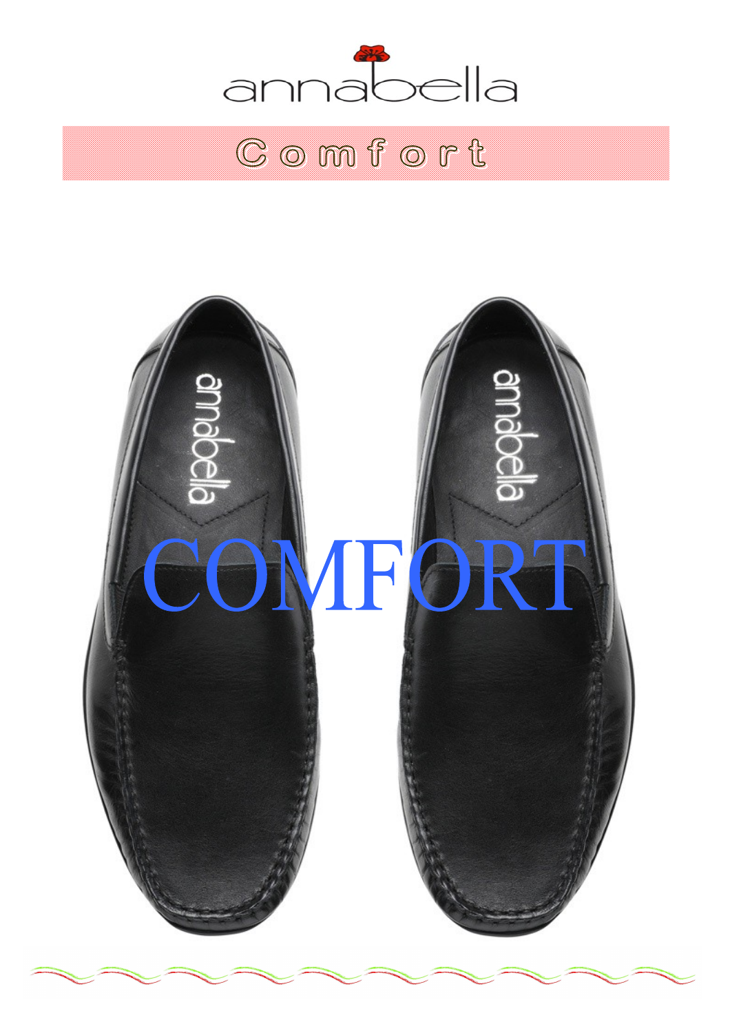annabella

# Comfort

annabella

annabella

COMFORT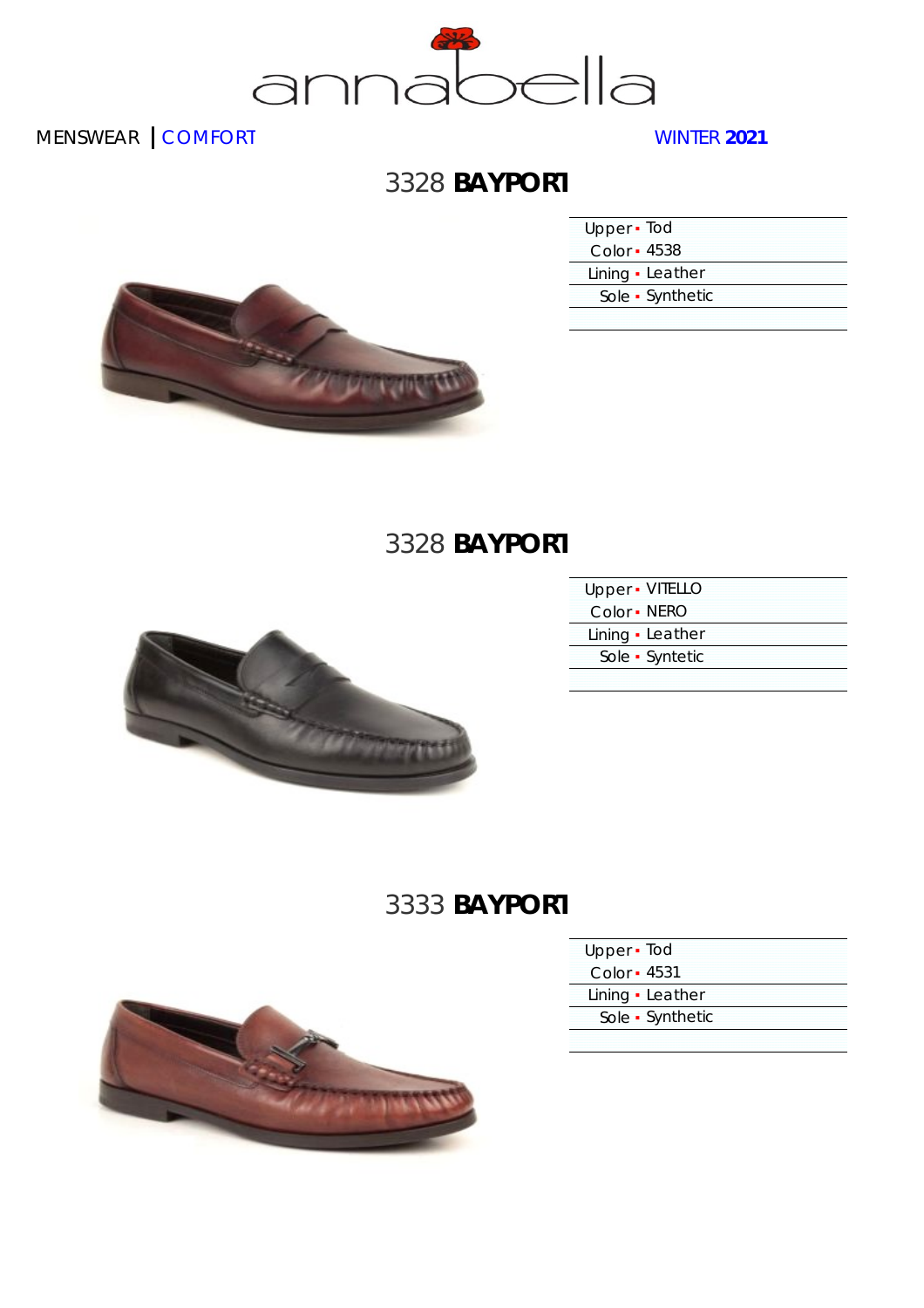annabella

MENSWEAR | COMFORT WINTER **2021**

## 3328 **BAYPORT**

| | |
|---|---|
| Upper | Tod |
| Color | 4538 |
| Lining | Leather |
| Sole | Synthetic |

## 3328 **BAYPORT**

| | |
|---|---|
| Upper | VITELLO |
| Color | NERO |
| Lining | Leather |
| Sole | Syntetic |

## 3333 **BAYPORT**

| | |
|---|---|
| Upper | Tod |
| Color | 4531 |
| Lining | Leather |
| Sole | Synthetic |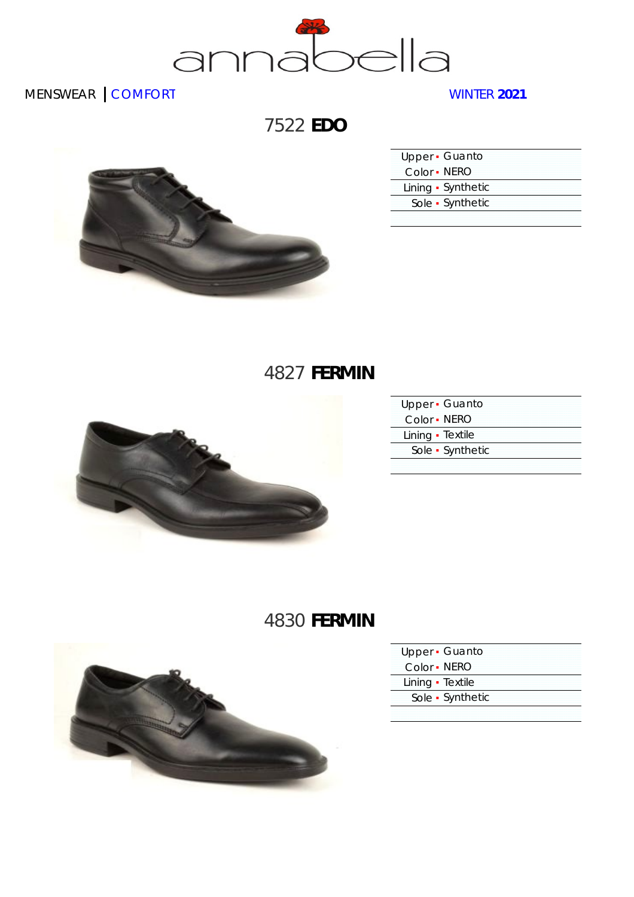annabella

MENSWEAR | COMFORT

WINTER **2021**

## 7522 **EDO**

| | |
|---|---|
| Upper | Guanto |
| Color | NERO |
| Lining | Synthetic |
| Sole | Synthetic |

## 4827 **FERMIN**

| | |
|---|---|
| Upper | Guanto |
| Color | NERO |
| Lining | Textile |
| Sole | Synthetic |

## 4830 **FERMIN**

| | |
|---|---|
| Upper | Guanto |
| Color | NERO |
| Lining | Textile |
| Sole | Synthetic |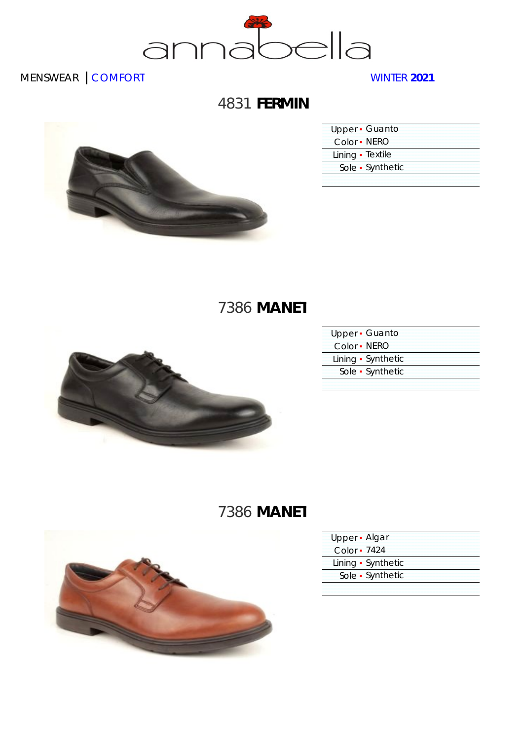annabella

MENSWEAR | COMFORT

WINTER **2021**

## 4831 **FERMIN**

| | |
|---|---|
| Upper | Guanto |
| Color | NERO |
| Lining | Textile |
| Sole | Synthetic |

## 7386 **MANET**

| | |
|---|---|
| Upper | Guanto |
| Color | NERO |
| Lining | Synthetic |
| Sole | Synthetic |

## 7386 **MANET**

| | |
|---|---|
| Upper | Algar |
| Color | 7424 |
| Lining | Synthetic |
| Sole | Synthetic |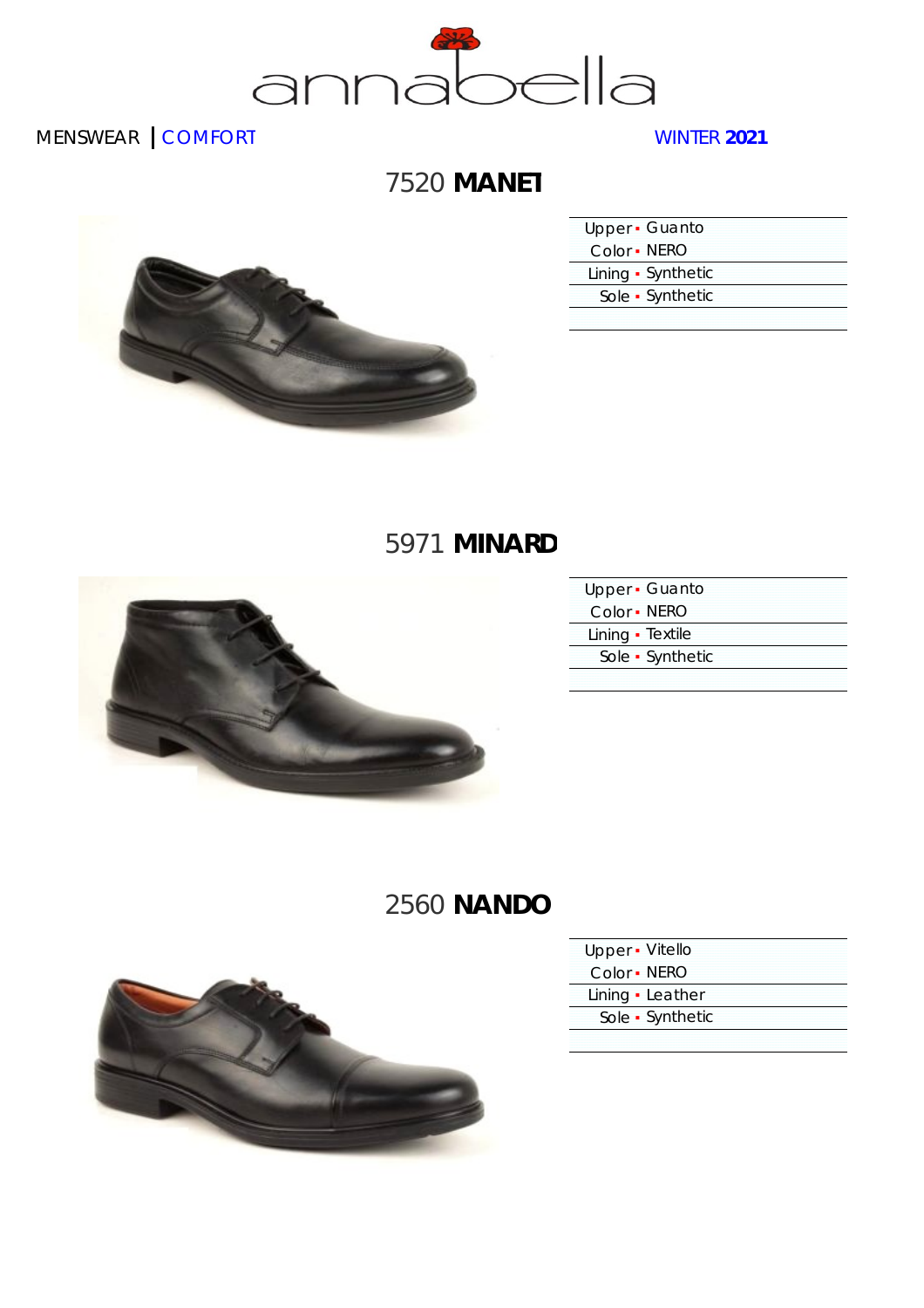annabella

MENSWEAR | COMFORT

WINTER **2021**

## 7520 **MANET**

| | |
|---|---|
| Upper | Guanto |
| Color | NERO |
| Lining | Synthetic |
| Sole | Synthetic |

## 5971 **MINARD**

| | |
|---|---|
| Upper | Guanto |
| Color | NERO |
| Lining | Textile |
| Sole | Synthetic |

## 2560 **NANDO**

| | |
|---|---|
| Upper | Vitello |
| Color | NERO |
| Lining | Leather |
| Sole | Synthetic |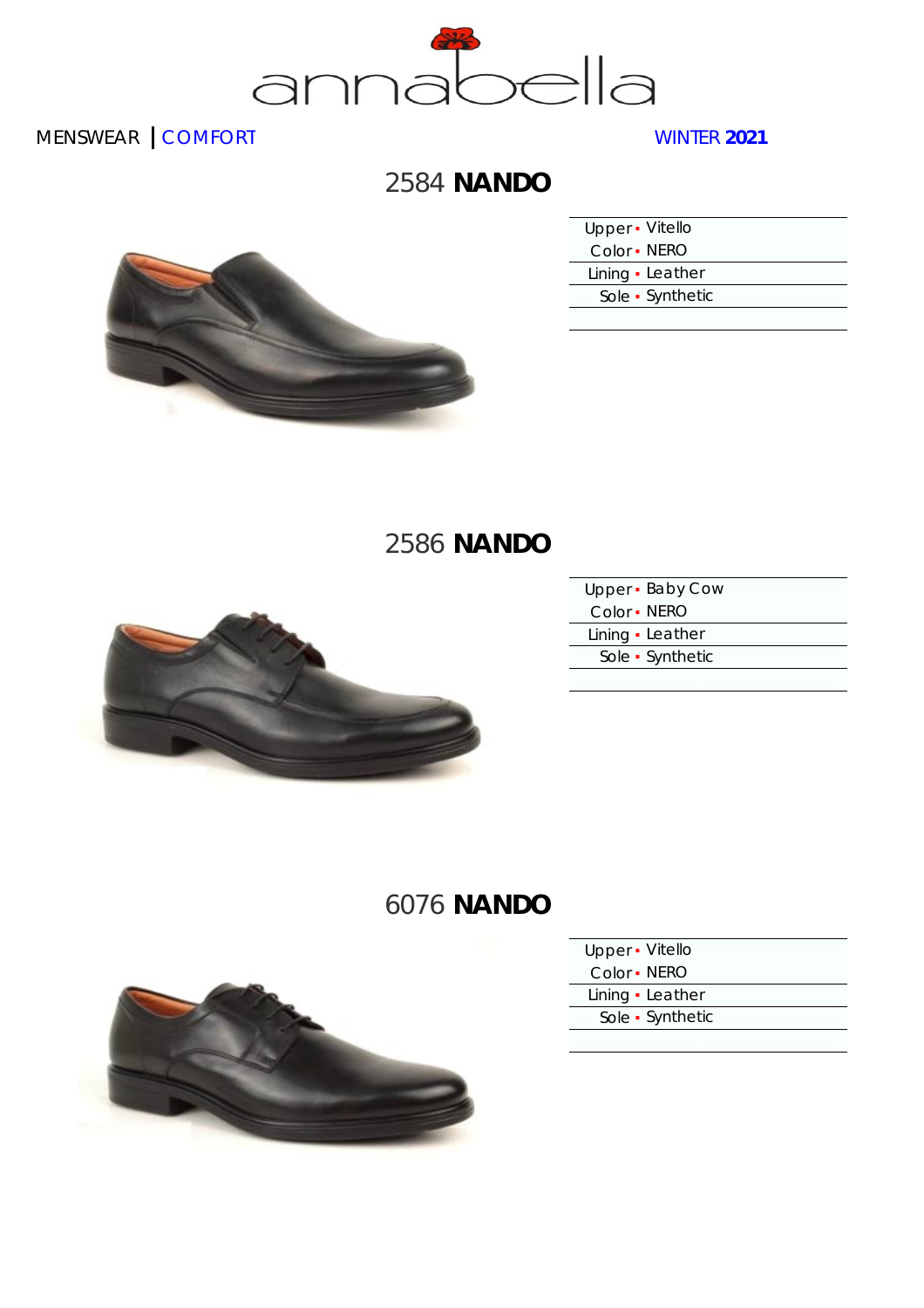annabella

MENSWEAR | COMFORT

WINTER **2021**

## 2584 **NANDO**

| | |
|---|---|
| Upper | Vitello |
| Color | NERO |
| Lining | Leather |
| Sole | Synthetic |

## 2586 **NANDO**

| | |
|---|---|
| Upper | Baby Cow |
| Color | NERO |
| Lining | Leather |
| Sole | Synthetic |

## 6076 **NANDO**

| | |
|---|---|
| Upper | Vitello |
| Color | NERO |
| Lining | Leather |
| Sole | Synthetic |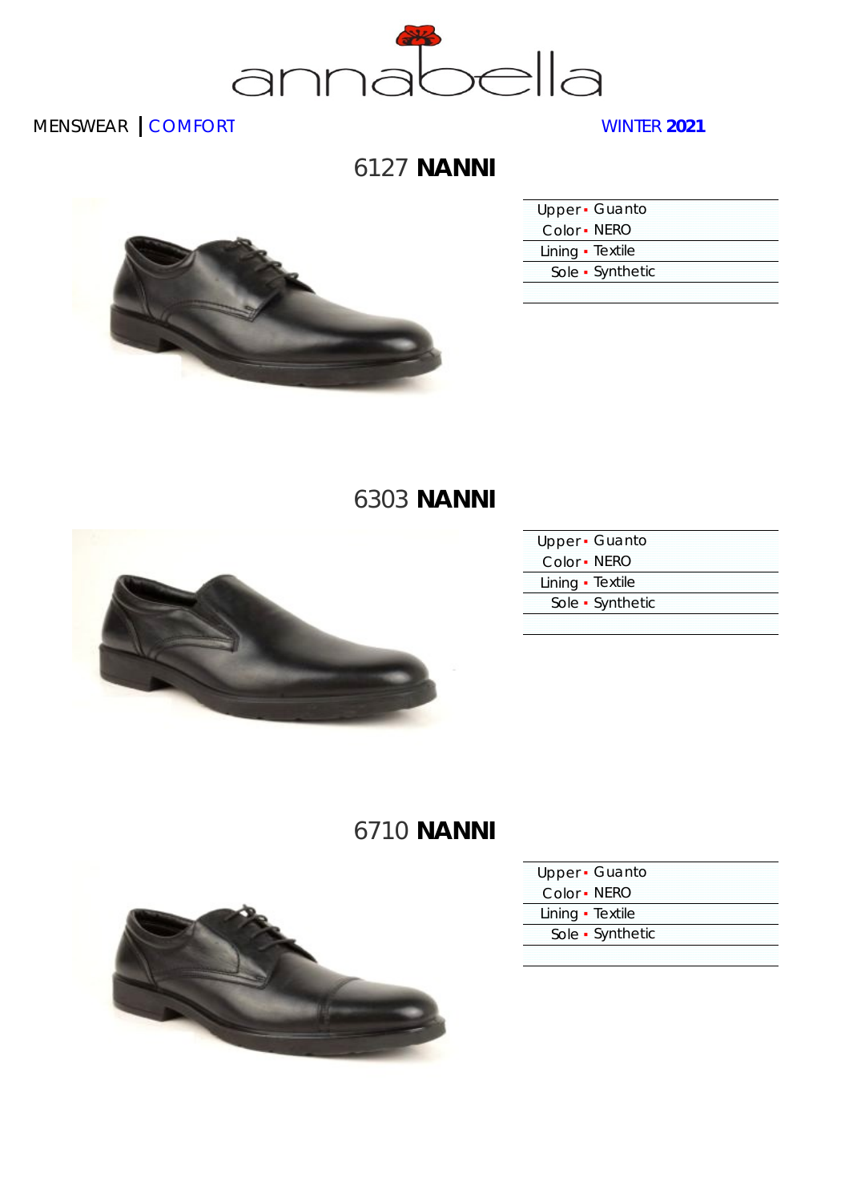annabella

MENSWEAR | COMFORT

WINTER **2021**

## 6127 **NANNI**

| | |
|---|---|
| Upper | Guanto |
| Color | NERO |
| Lining | Textile |
| Sole | Synthetic |

## 6303 **NANNI**

| | |
|---|---|
| Upper | Guanto |
| Color | NERO |
| Lining | Textile |
| Sole | Synthetic |

## 6710 **NANNI**

| | |
|---|---|
| Upper | Guanto |
| Color | NERO |
| Lining | Textile |
| Sole | Synthetic |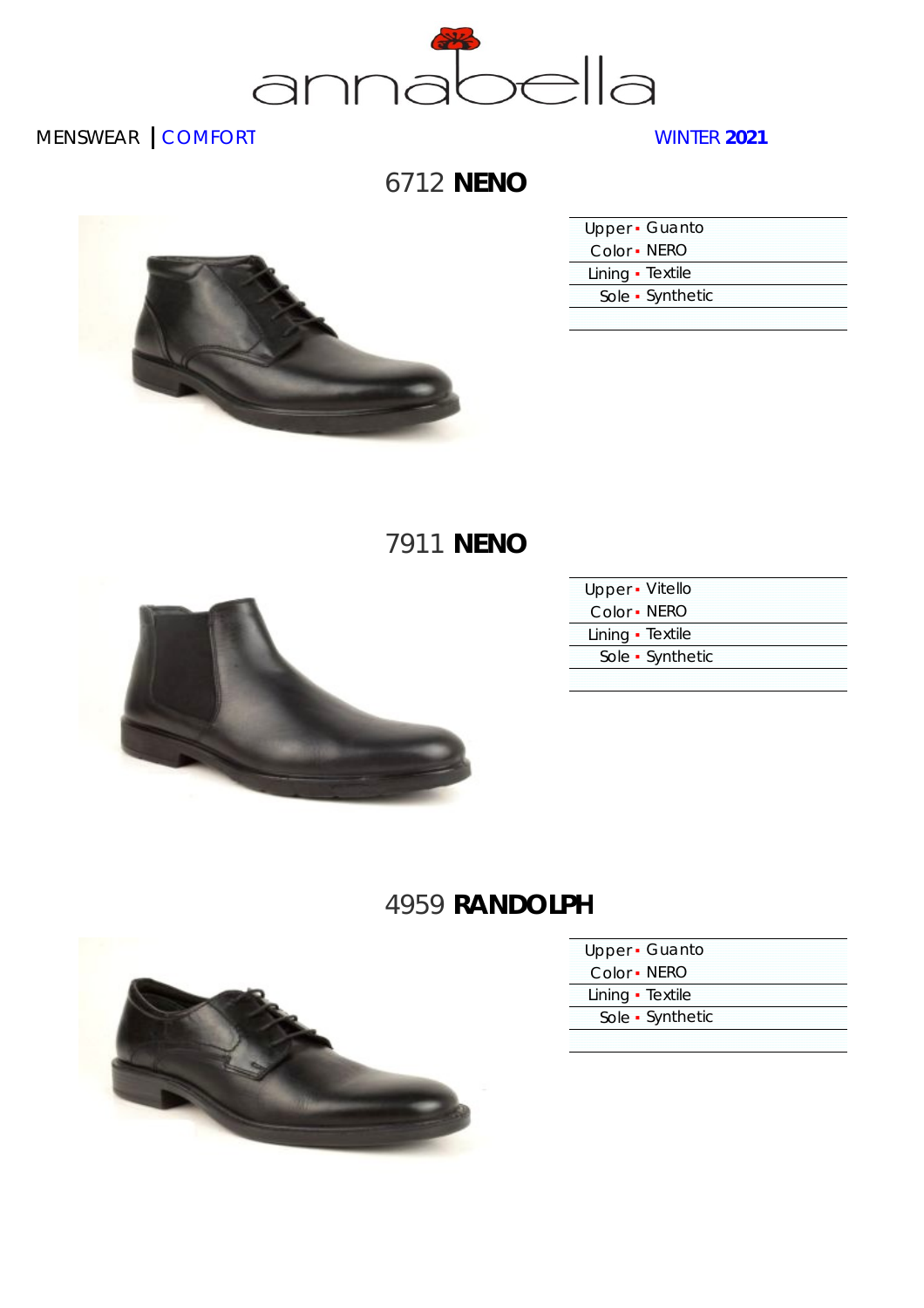annabella

MENSWEAR | COMFORT

WINTER **2021**

## 6712 **NENO**

| | |
|---|---|
| Upper | Guanto |
| Color | NERO |
| Lining | Textile |
| Sole | Synthetic |

## 7911 **NENO**

| | |
|---|---|
| Upper | Vitello |
| Color | NERO |
| Lining | Textile |
| Sole | Synthetic |

## 4959 **RANDOLPH**

| | |
|---|---|
| Upper | Guanto |
| Color | NERO |
| Lining | Textile |
| Sole | Synthetic |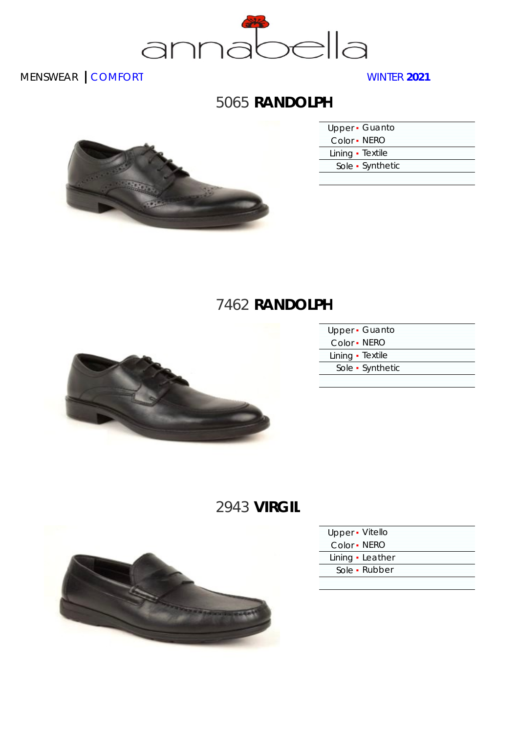annabella

MENSWEAR | COMFORT

WINTER **2021**

## 5065 **RANDOLPH**

| | |
|---|---|
| Upper | Guanto |
| Color | NERO |
| Lining | Textile |
| Sole | Synthetic |

## 7462 **RANDOLPH**

| | |
|---|---|
| Upper | Guanto |
| Color | NERO |
| Lining | Textile |
| Sole | Synthetic |

## 2943 **VIRGIL**

| | |
|---|---|
| Upper | Vitello |
| Color | NERO |
| Lining | Leather |
| Sole | Rubber |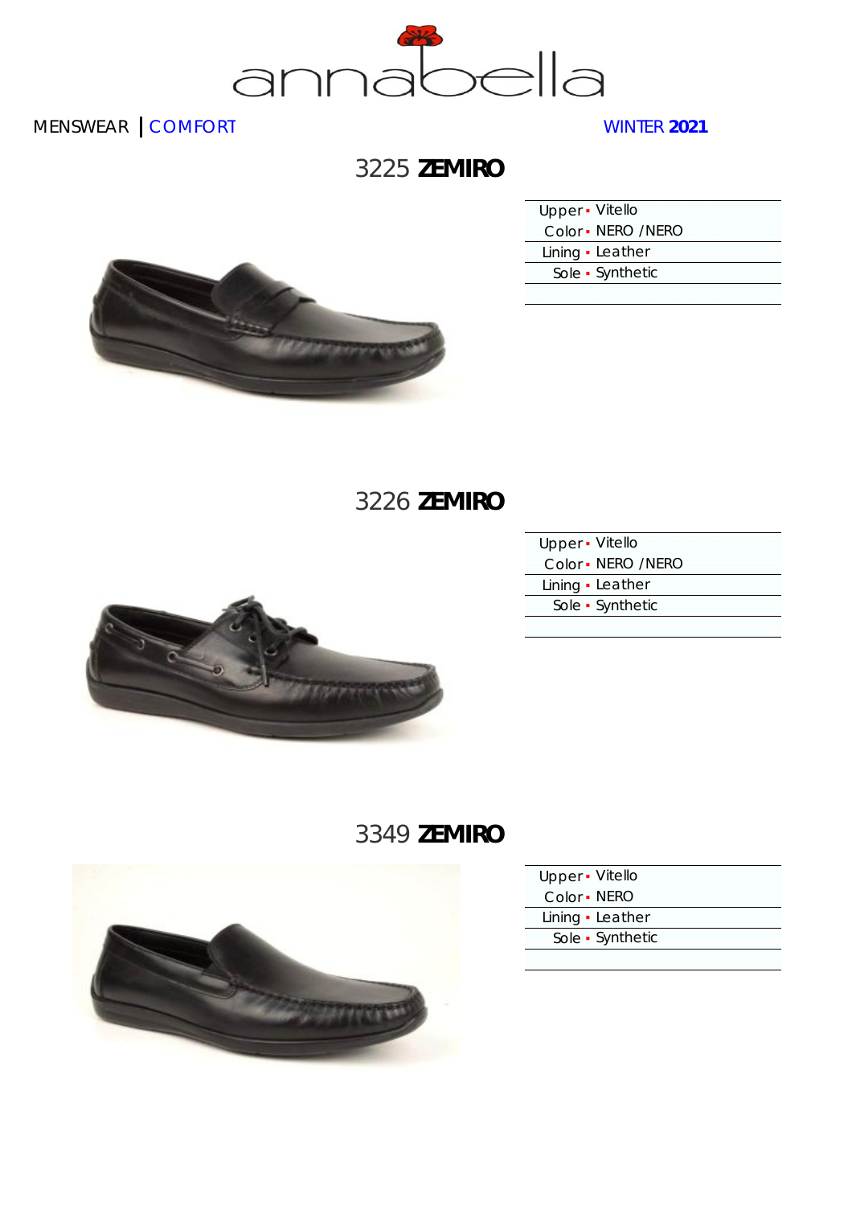annabella

MENSWEAR | COMFORT

WINTER **2021**

## 3225 **ZEMIRO**

| | |
|---|---|
| Upper | Vitello |
| Color | NERO /NERO |
| Lining | Leather |
| Sole | Synthetic |

## 3226 **ZEMIRO**

| | |
|---|---|
| Upper | Vitello |
| Color | NERO /NERO |
| Lining | Leather |
| Sole | Synthetic |

## 3349 **ZEMIRO**

| | |
|---|---|
| Upper | Vitello |
| Color | NERO |
| Lining | Leather |
| Sole | Synthetic |